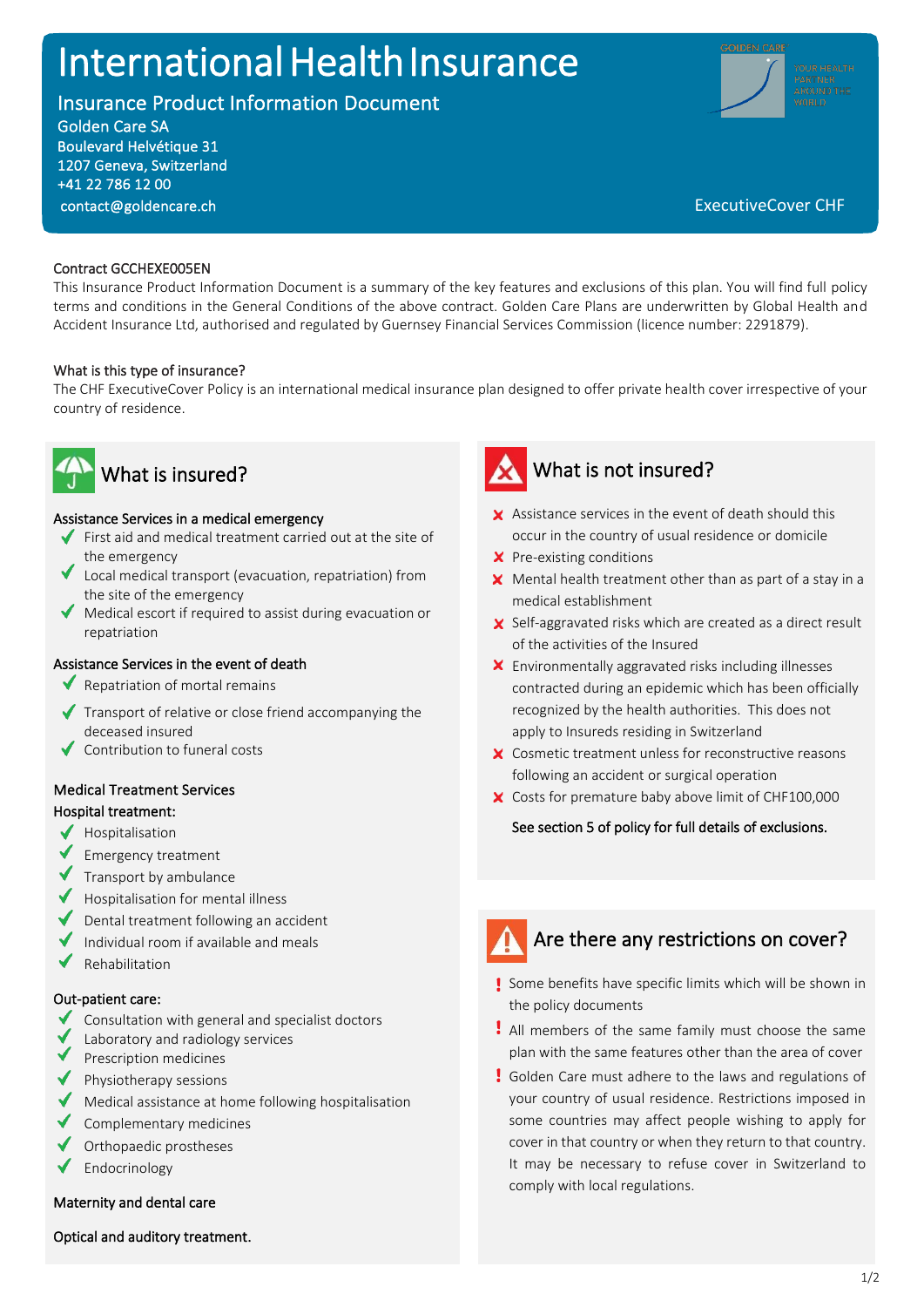# International Health Insurance

## Insurance Product Information Document

Golden Care SA
Boulevard Helvétique 31
1207 Geneva, Switzerland
+41 22 786 12 00
contact@goldencare.ch

GOLDEN CARE — YOUR HEALTH PARTNER AROUND THE WORLD

ExecutiveCover CHF

Contract GCCHEXE005EN

This Insurance Product Information Document is a summary of the key features and exclusions of this plan. You will find full policy terms and conditions in the General Conditions of the above contract. Golden Care Plans are underwritten by Global Health and Accident Insurance Ltd, authorised and regulated by Guernsey Financial Services Commission (licence number: 2291879).

What is this type of insurance?

The CHF ExecutiveCover Policy is an international medical insurance plan designed to offer private health cover irrespective of your country of residence.

## What is insured?

**Assistance Services in a medical emergency**

- ✓ First aid and medical treatment carried out at the site of the emergency
- ✓ Local medical transport (evacuation, repatriation) from the site of the emergency
- ✓ Medical escort if required to assist during evacuation or repatriation

**Assistance Services in the event of death**

- ✓ Repatriation of mortal remains
- ✓ Transport of relative or close friend accompanying the deceased insured
- ✓ Contribution to funeral costs

**Medical Treatment Services**

**Hospital treatment:**

- ✓ Hospitalisation
- ✓ Emergency treatment
- ✓ Transport by ambulance
- ✓ Hospitalisation for mental illness
- ✓ Dental treatment following an accident
- ✓ Individual room if available and meals
- ✓ Rehabilitation

**Out-patient care:**

- ✓ Consultation with general and specialist doctors
- ✓ Laboratory and radiology services
- ✓ Prescription medicines
- ✓ Physiotherapy sessions
- ✓ Medical assistance at home following hospitalisation
- ✓ Complementary medicines
- ✓ Orthopaedic prostheses
- ✓ Endocrinology

**Maternity and dental care**

**Optical and auditory treatment.**

## What is not insured?

- ✗ Assistance services in the event of death should this occur in the country of usual residence or domicile
- ✗ Pre-existing conditions
- ✗ Mental health treatment other than as part of a stay in a medical establishment
- ✗ Self-aggravated risks which are created as a direct result of the activities of the Insured
- ✗ Environmentally aggravated risks including illnesses contracted during an epidemic which has been officially recognized by the health authorities. This does not apply to Insureds residing in Switzerland
- ✗ Cosmetic treatment unless for reconstructive reasons following an accident or surgical operation
- ✗ Costs for premature baby above limit of CHF100,000

**See section 5 of policy for full details of exclusions.**

## Are there any restrictions on cover?

- ! Some benefits have specific limits which will be shown in the policy documents
- ! All members of the same family must choose the same plan with the same features other than the area of cover
- ! Golden Care must adhere to the laws and regulations of your country of usual residence. Restrictions imposed in some countries may affect people wishing to apply for cover in that country or when they return to that country. It may be necessary to refuse cover in Switzerland to comply with local regulations.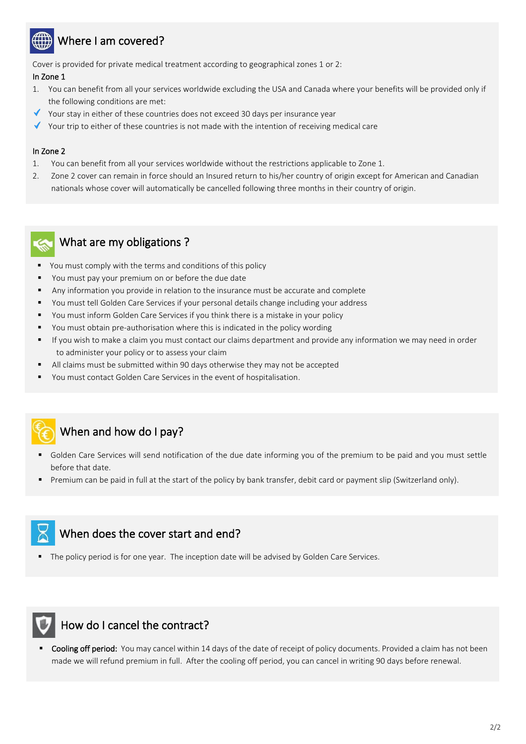## Where I am covered?

Cover is provided for private medical treatment according to geographical zones 1 or 2:

In Zone 1

1. You can benefit from all your services worldwide excluding the USA and Canada where your benefits will be provided only if the following conditions are met:

- ✓ Your stay in either of these countries does not exceed 30 days per insurance year
- ✓ Your trip to either of these countries is not made with the intention of receiving medical care

In Zone 2

1. You can benefit from all your services worldwide without the restrictions applicable to Zone 1.
2. Zone 2 cover can remain in force should an Insured return to his/her country of origin except for American and Canadian nationals whose cover will automatically be cancelled following three months in their country of origin.

## What are my obligations ?

- You must comply with the terms and conditions of this policy
- You must pay your premium on or before the due date
- Any information you provide in relation to the insurance must be accurate and complete
- You must tell Golden Care Services if your personal details change including your address
- You must inform Golden Care Services if you think there is a mistake in your policy
- You must obtain pre-authorisation where this is indicated in the policy wording
- If you wish to make a claim you must contact our claims department and provide any information we may need in order to administer your policy or to assess your claim
- All claims must be submitted within 90 days otherwise they may not be accepted
- You must contact Golden Care Services in the event of hospitalisation.

## When and how do I pay?

- Golden Care Services will send notification of the due date informing you of the premium to be paid and you must settle before that date.
- Premium can be paid in full at the start of the policy by bank transfer, debit card or payment slip (Switzerland only).

## When does the cover start and end?

- The policy period is for one year. The inception date will be advised by Golden Care Services.

## How do I cancel the contract?

- **Cooling off period:** You may cancel within 14 days of the date of receipt of policy documents. Provided a claim has not been made we will refund premium in full. After the cooling off period, you can cancel in writing 90 days before renewal.